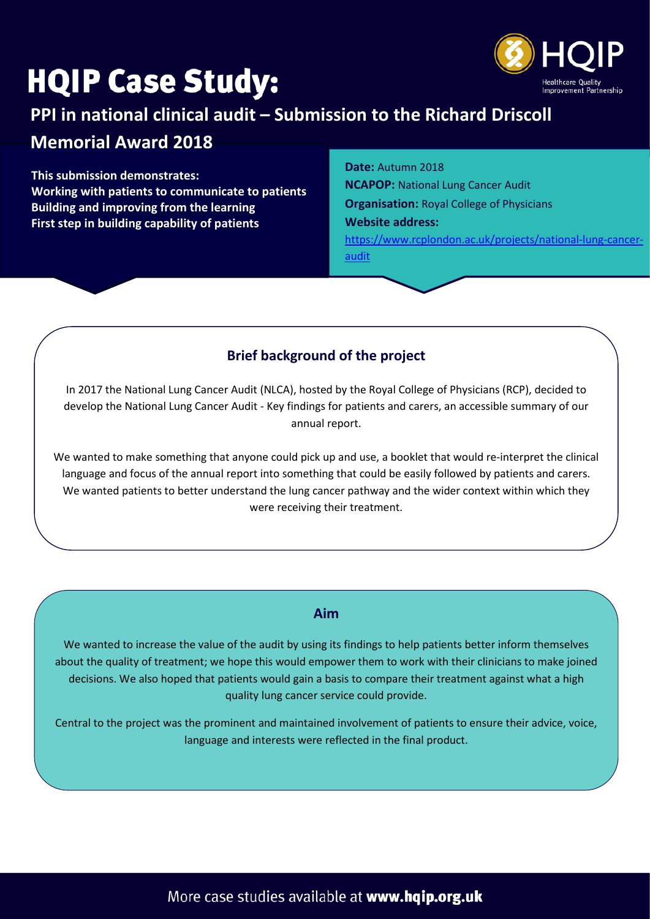# HQIP Case Study:

## PPI in national clinical audit – Submission to the Richard Driscoll Memorial Award 2018

**This submission demonstrates:**
**Working with patients to communicate to patients**
**Building and improving from the learning**
**First step in building capability of patients**

**Date:** Autumn 2018
**NCAPOP:** National Lung Cancer Audit
**Organisation:** Royal College of Physicians
**Website address:** https://www.rcplondon.ac.uk/projects/national-lung-cancer-audit

### Brief background of the project

In 2017 the National Lung Cancer Audit (NLCA), hosted by the Royal College of Physicians (RCP), decided to develop the National Lung Cancer Audit - Key findings for patients and carers, an accessible summary of our annual report.

We wanted to make something that anyone could pick up and use, a booklet that would re-interpret the clinical language and focus of the annual report into something that could be easily followed by patients and carers. We wanted patients to better understand the lung cancer pathway and the wider context within which they were receiving their treatment.

### Aim

We wanted to increase the value of the audit by using its findings to help patients better inform themselves about the quality of treatment; we hope this would empower them to work with their clinicians to make joined decisions. We also hoped that patients would gain a basis to compare their treatment against what a high quality lung cancer service could provide.

Central to the project was the prominent and maintained involvement of patients to ensure their advice, voice, language and interests were reflected in the final product.

More case studies available at **www.hqip.org.uk**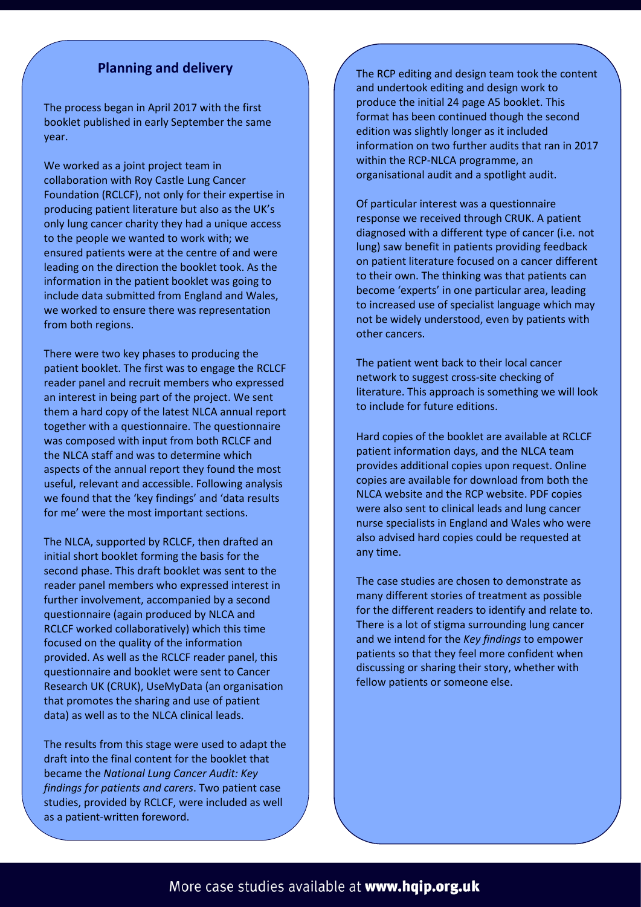## Planning and delivery

The process began in April 2017 with the first booklet published in early September the same year.

We worked as a joint project team in collaboration with Roy Castle Lung Cancer Foundation (RCLCF), not only for their expertise in producing patient literature but also as the UK's only lung cancer charity they had a unique access to the people we wanted to work with; we ensured patients were at the centre of and were leading on the direction the booklet took. As the information in the patient booklet was going to include data submitted from England and Wales, we worked to ensure there was representation from both regions.

There were two key phases to producing the patient booklet. The first was to engage the RCLCF reader panel and recruit members who expressed an interest in being part of the project. We sent them a hard copy of the latest NLCA annual report together with a questionnaire. The questionnaire was composed with input from both RCLCF and the NLCA staff and was to determine which aspects of the annual report they found the most useful, relevant and accessible. Following analysis we found that the 'key findings' and 'data results for me' were the most important sections.

The NLCA, supported by RCLCF, then drafted an initial short booklet forming the basis for the second phase. This draft booklet was sent to the reader panel members who expressed interest in further involvement, accompanied by a second questionnaire (again produced by NLCA and RCLCF worked collaboratively) which this time focused on the quality of the information provided. As well as the RCLCF reader panel, this questionnaire and booklet were sent to Cancer Research UK (CRUK), UseMyData (an organisation that promotes the sharing and use of patient data) as well as to the NLCA clinical leads.

The results from this stage were used to adapt the draft into the final content for the booklet that became the *National Lung Cancer Audit: Key findings for patients and carers*. Two patient case studies, provided by RCLCF, were included as well as a patient-written foreword.

The RCP editing and design team took the content and undertook editing and design work to produce the initial 24 page A5 booklet. This format has been continued though the second edition was slightly longer as it included information on two further audits that ran in 2017 within the RCP-NLCA programme, an organisational audit and a spotlight audit.

Of particular interest was a questionnaire response we received through CRUK. A patient diagnosed with a different type of cancer (i.e. not lung) saw benefit in patients providing feedback on patient literature focused on a cancer different to their own. The thinking was that patients can become 'experts' in one particular area, leading to increased use of specialist language which may not be widely understood, even by patients with other cancers.

The patient went back to their local cancer network to suggest cross-site checking of literature. This approach is something we will look to include for future editions.

Hard copies of the booklet are available at RCLCF patient information days, and the NLCA team provides additional copies upon request. Online copies are available for download from both the NLCA website and the RCP website. PDF copies were also sent to clinical leads and lung cancer nurse specialists in England and Wales who were also advised hard copies could be requested at any time.

The case studies are chosen to demonstrate as many different stories of treatment as possible for the different readers to identify and relate to. There is a lot of stigma surrounding lung cancer and we intend for the *Key findings* to empower patients so that they feel more confident when discussing or sharing their story, whether with fellow patients or someone else.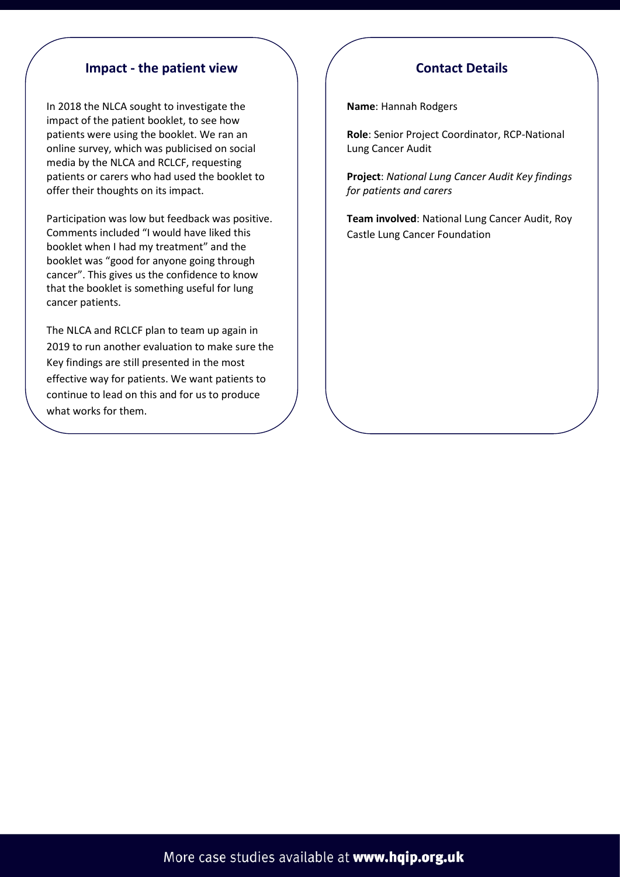## Impact - the patient view

In 2018 the NLCA sought to investigate the impact of the patient booklet, to see how patients were using the booklet. We ran an online survey, which was publicised on social media by the NLCA and RCLCF, requesting patients or carers who had used the booklet to offer their thoughts on its impact.

Participation was low but feedback was positive. Comments included "I would have liked this booklet when I had my treatment" and the booklet was "good for anyone going through cancer". This gives us the confidence to know that the booklet is something useful for lung cancer patients.

The NLCA and RCLCF plan to team up again in 2019 to run another evaluation to make sure the Key findings are still presented in the most effective way for patients. We want patients to continue to lead on this and for us to produce what works for them.

## Contact Details

**Name**: Hannah Rodgers

**Role**: Senior Project Coordinator, RCP-National Lung Cancer Audit

**Project**: *National Lung Cancer Audit Key findings for patients and carers*

**Team involved**: National Lung Cancer Audit, Roy Castle Lung Cancer Foundation

More case studies available at **www.hqip.org.uk**